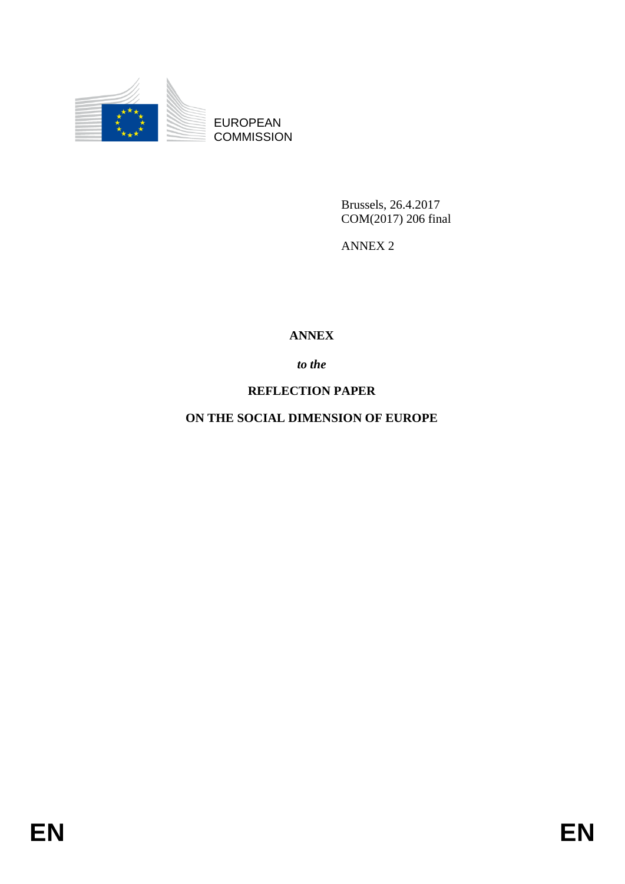EUROPEAN
COMMISSION

Brussels, 26.4.2017
COM(2017) 206 final

ANNEX 2

**ANNEX**

***to the***

**REFLECTION PAPER**

**ON THE SOCIAL DIMENSION OF EUROPE**

**EN** **EN**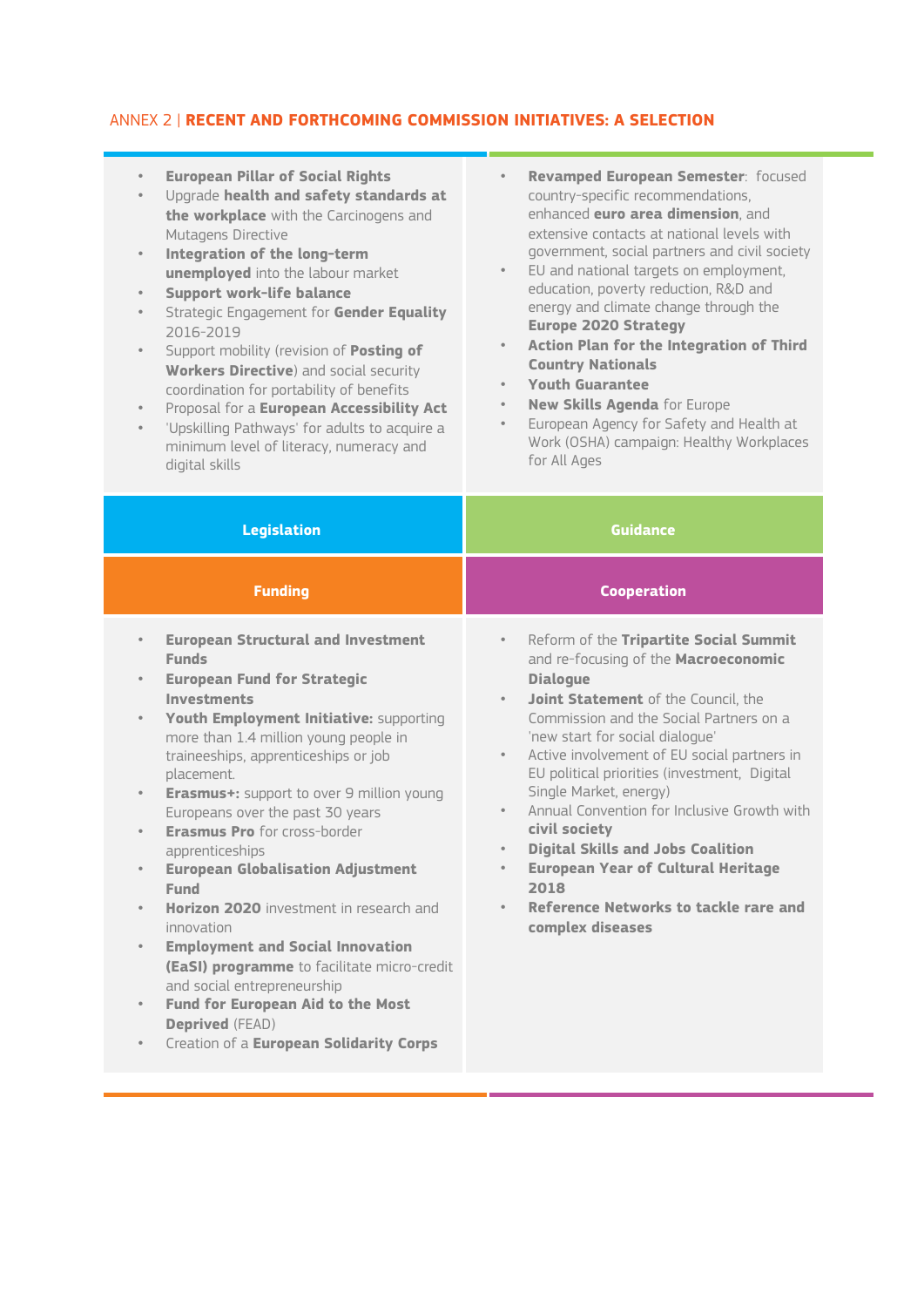## ANNEX 2 | RECENT AND FORTHCOMING COMMISSION INITIATIVES: A SELECTION

### Legislation

- **European Pillar of Social Rights**
- Upgrade **health and safety standards at the workplace** with the Carcinogens and Mutagens Directive
- **Integration of the long-term unemployed** into the labour market
- **Support work-life balance**
- Strategic Engagement for **Gender Equality** 2016-2019
- Support mobility (revision of **Posting of Workers Directive**) and social security coordination for portability of benefits
- Proposal for a **European Accessibility Act**
- 'Upskilling Pathways' for adults to acquire a minimum level of literacy, numeracy and digital skills

### Guidance

- **Revamped European Semester**: focused country-specific recommendations, enhanced **euro area dimension**, and extensive contacts at national levels with government, social partners and civil society
- EU and national targets on employment, education, poverty reduction, R&D and energy and climate change through the **Europe 2020 Strategy**
- **Action Plan for the Integration of Third Country Nationals**
- **Youth Guarantee**
- **New Skills Agenda** for Europe
- European Agency for Safety and Health at Work (OSHA) campaign: Healthy Workplaces for All Ages

### Funding

- **European Structural and Investment Funds**
- **European Fund for Strategic Investments**
- **Youth Employment Initiative:** supporting more than 1.4 million young people in traineeships, apprenticeships or job placement.
- **Erasmus+:** support to over 9 million young Europeans over the past 30 years
- **Erasmus Pro** for cross-border apprenticeships
- **European Globalisation Adjustment Fund**
- **Horizon 2020** investment in research and innovation
- **Employment and Social Innovation (EaSI) programme** to facilitate micro-credit and social entrepreneurship
- **Fund for European Aid to the Most Deprived** (FEAD)
- Creation of a **European Solidarity Corps**

### Cooperation

- Reform of the **Tripartite Social Summit** and re-focusing of the **Macroeconomic Dialogue**
- **Joint Statement** of the Council, the Commission and the Social Partners on a 'new start for social dialogue'
- Active involvement of EU social partners in EU political priorities (investment, Digital Single Market, energy)
- Annual Convention for Inclusive Growth with **civil society**
- **Digital Skills and Jobs Coalition**
- **European Year of Cultural Heritage 2018**
- **Reference Networks to tackle rare and complex diseases**